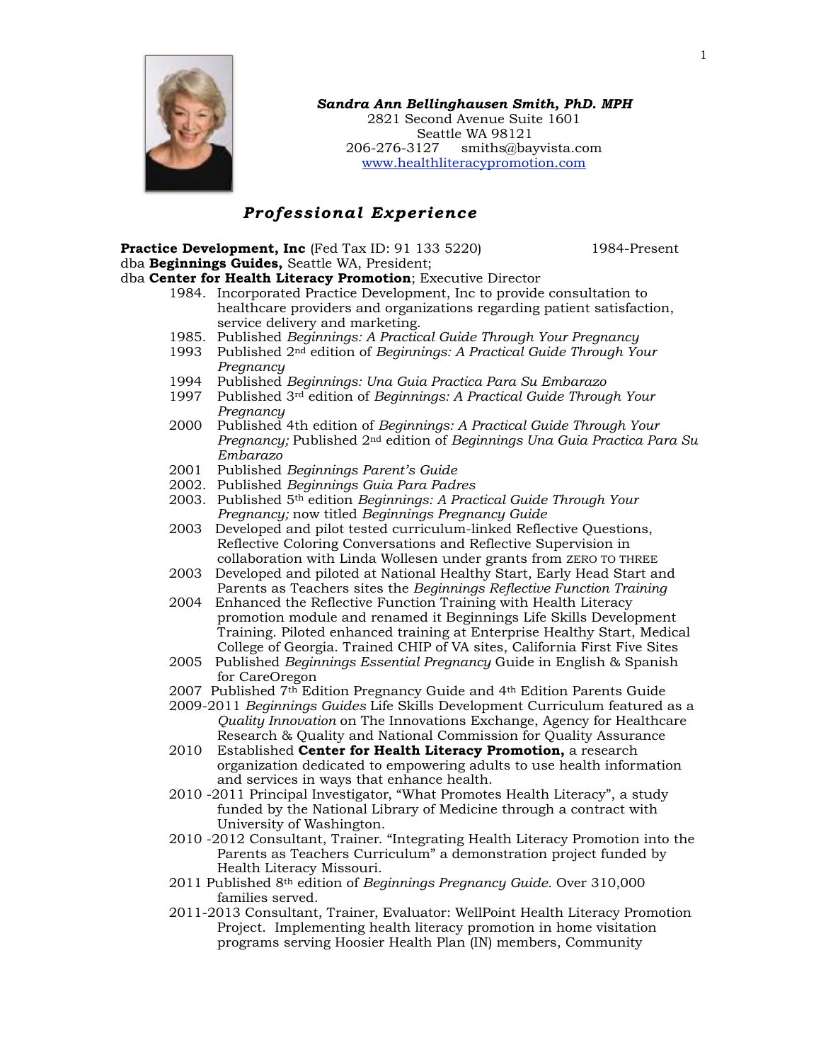***Sandra Ann Bellinghausen Smith, PhD. MPH***
2821 Second Avenue Suite 1601
Seattle WA 98121
206-276-3127 smiths@bayvista.com
www.healthliteracypromotion.com

## *Professional Experience*

**Practice Development, Inc** (Fed Tax ID: 91 133 5220) 1984-Present
dba **Beginnings Guides,** Seattle WA, President;
dba **Center for Health Literacy Promotion**; Executive Director

- 1984. Incorporated Practice Development, Inc to provide consultation to healthcare providers and organizations regarding patient satisfaction, service delivery and marketing.
- 1985. Published *Beginnings: A Practical Guide Through Your Pregnancy*
- 1993 Published 2nd edition of *Beginnings: A Practical Guide Through Your Pregnancy*
- 1994 Published *Beginnings: Una Guia Practica Para Su Embarazo*
- 1997 Published 3rd edition of *Beginnings: A Practical Guide Through Your Pregnancy*
- 2000 Published 4th edition of *Beginnings: A Practical Guide Through Your Pregnancy;* Published 2nd edition of *Beginnings Una Guia Practica Para Su Embarazo*
- 2001 Published *Beginnings Parent's Guide*
- 2002. Published *Beginnings Guia Para Padres*
- 2003. Published 5th edition *Beginnings: A Practical Guide Through Your Pregnancy;* now titled *Beginnings Pregnancy Guide*
- 2003 Developed and pilot tested curriculum-linked Reflective Questions, Reflective Coloring Conversations and Reflective Supervision in collaboration with Linda Wollesen under grants from ZERO TO THREE
- 2003 Developed and piloted at National Healthy Start, Early Head Start and Parents as Teachers sites the *Beginnings Reflective Function Training*
- 2004 Enhanced the Reflective Function Training with Health Literacy promotion module and renamed it Beginnings Life Skills Development Training. Piloted enhanced training at Enterprise Healthy Start, Medical College of Georgia. Trained CHIP of VA sites, California First Five Sites
- 2005 Published *Beginnings Essential Pregnancy* Guide in English & Spanish for CareOregon
- 2007 Published 7th Edition Pregnancy Guide and 4th Edition Parents Guide
- 2009-2011 *Beginnings Guides* Life Skills Development Curriculum featured as a *Quality Innovation* on The Innovations Exchange, Agency for Healthcare Research & Quality and National Commission for Quality Assurance
- 2010 Established **Center for Health Literacy Promotion,** a research organization dedicated to empowering adults to use health information and services in ways that enhance health.
- 2010 -2011 Principal Investigator, "What Promotes Health Literacy", a study funded by the National Library of Medicine through a contract with University of Washington.
- 2010 -2012 Consultant, Trainer. "Integrating Health Literacy Promotion into the Parents as Teachers Curriculum" a demonstration project funded by Health Literacy Missouri.
- 2011 Published 8th edition of *Beginnings Pregnancy Guide*. Over 310,000 families served.
- 2011-2013 Consultant, Trainer, Evaluator: WellPoint Health Literacy Promotion Project. Implementing health literacy promotion in home visitation programs serving Hoosier Health Plan (IN) members, Community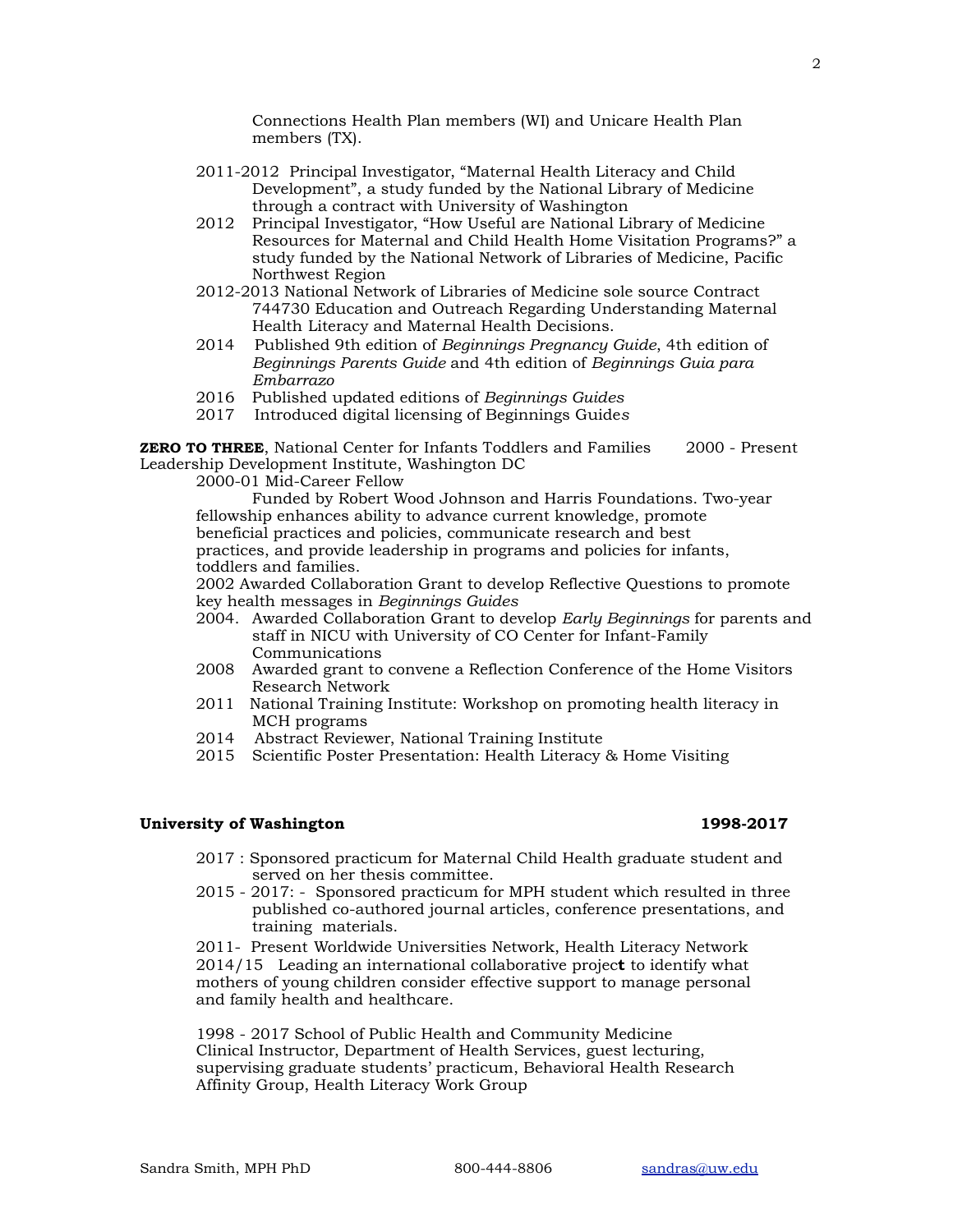Connections Health Plan members (WI) and Unicare Health Plan members (TX).

- 2011-2012 Principal Investigator, "Maternal Health Literacy and Child Development", a study funded by the National Library of Medicine through a contract with University of Washington
- 2012 Principal Investigator, "How Useful are National Library of Medicine Resources for Maternal and Child Health Home Visitation Programs?" a study funded by the National Network of Libraries of Medicine, Pacific Northwest Region
- 2012-2013 National Network of Libraries of Medicine sole source Contract 744730 Education and Outreach Regarding Understanding Maternal Health Literacy and Maternal Health Decisions.
- 2014 Published 9th edition of *Beginnings Pregnancy Guide*, 4th edition of *Beginnings Parents Guide* and 4th edition of *Beginnings Guia para Embarrazo*
- 2016 Published updated editions of *Beginnings Guides*
- 2017 Introduced digital licensing of Beginnings Guide*s*

**ZERO TO THREE**, National Center for Infants Toddlers and Families 2000 - Present
Leadership Development Institute, Washington DC

2000-01 Mid-Career Fellow

Funded by Robert Wood Johnson and Harris Foundations. Two-year fellowship enhances ability to advance current knowledge, promote beneficial practices and policies, communicate research and best practices, and provide leadership in programs and policies for infants, toddlers and families.

2002 Awarded Collaboration Grant to develop Reflective Questions to promote key health messages in *Beginnings Guides*

- 2004. Awarded Collaboration Grant to develop *Early Beginnings* for parents and staff in NICU with University of CO Center for Infant-Family Communications
- 2008 Awarded grant to convene a Reflection Conference of the Home Visitors Research Network
- 2011 National Training Institute: Workshop on promoting health literacy in MCH programs
- 2014 Abstract Reviewer, National Training Institute
- 2015 Scientific Poster Presentation: Health Literacy & Home Visiting

**University of Washington** **1998-2017**

- 2017 : Sponsored practicum for Maternal Child Health graduate student and served on her thesis committee.
- 2015 - 2017: - Sponsored practicum for MPH student which resulted in three published co-authored journal articles, conference presentations, and training materials.

2011- Present Worldwide Universities Network, Health Literacy Network
2014/15 Leading an international collaborative projec**t** to identify what mothers of young children consider effective support to manage personal and family health and healthcare.

1998 - 2017 School of Public Health and Community Medicine
Clinical Instructor, Department of Health Services, guest lecturing, supervising graduate students' practicum, Behavioral Health Research Affinity Group, Health Literacy Work Group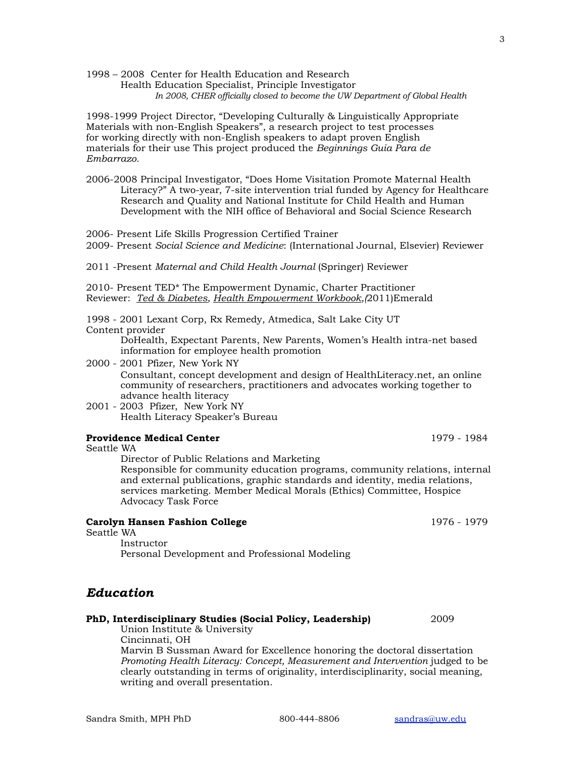1998 – 2008 Center for Health Education and Research
Health Education Specialist, Principle Investigator
*In 2008, CHER officially closed to become the UW Department of Global Health*

1998-1999 Project Director, "Developing Culturally & Linguistically Appropriate Materials with non-English Speakers", a research project to test processes for working directly with non-English speakers to adapt proven English materials for their use This project produced the *Beginnings Guia Para de Embarrazo.*

2006-2008 Principal Investigator, "Does Home Visitation Promote Maternal Health Literacy?" A two-year, 7-site intervention trial funded by Agency for Healthcare Research and Quality and National Institute for Child Health and Human Development with the NIH office of Behavioral and Social Science Research

2006- Present Life Skills Progression Certified Trainer
2009- Present *Social Science and Medicine*: (International Journal, Elsevier) Reviewer

2011 -Present *Maternal and Child Health Journal* (Springer) Reviewer

2010- Present TED* The Empowerment Dynamic, Charter Practitioner
Reviewer: *Ted & Diabetes, Health Empowerment Workbook,(*2011)Emerald

1998 - 2001 Lexant Corp, Rx Remedy, Atmedica, Salt Lake City UT
Content provider
DoHealth, Expectant Parents, New Parents, Women's Health intra-net based information for employee health promotion

2000 - 2001 Pfizer, New York NY
Consultant, concept development and design of HealthLiteracy.net, an online community of researchers, practitioners and advocates working together to advance health literacy

2001 - 2003 Pfizer, New York NY
Health Literacy Speaker's Bureau

**Providence Medical Center** 1979 - 1984
Seattle WA
Director of Public Relations and Marketing
Responsible for community education programs, community relations, internal and external publications, graphic standards and identity, media relations, services marketing. Member Medical Morals (Ethics) Committee, Hospice Advocacy Task Force

**Carolyn Hansen Fashion College** 1976 - 1979
Seattle WA
Instructor
Personal Development and Professional Modeling

## *Education*

**PhD, Interdisciplinary Studies (Social Policy, Leadership)** 2009
Union Institute & University
Cincinnati, OH
Marvin B Sussman Award for Excellence honoring the doctoral dissertation *Promoting Health Literacy: Concept, Measurement and Intervention* judged to be clearly outstanding in terms of originality, interdisciplinarity, social meaning, writing and overall presentation.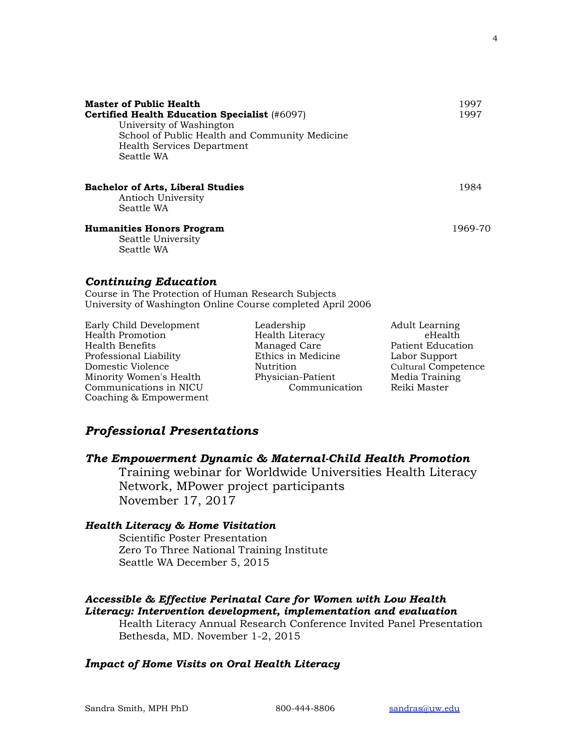**Master of Public Health** 1997
**Certified Health Education Specialist** (#6097) 1997
University of Washington
School of Public Health and Community Medicine
Health Services Department
Seattle WA

**Bachelor of Arts, Liberal Studies** 1984
Antioch University
Seattle WA

**Humanities Honors Program** 1969-70
Seattle University
Seattle WA

### *Continuing Education*

Course in The Protection of Human Research Subjects
University of Washington Online Course completed April 2006

Early Child Development
Health Promotion
Health Benefits
Professional Liability
Domestic Violence
Minority Women's Health
Communications in NICU
Coaching & Empowerment
Leadership
Health Literacy
Managed Care
Ethics in Medicine
Nutrition
Physician-Patient Communication
Adult Learning
eHealth
Patient Education
Labor Support
Cultural Competence
Media Training
Reiki Master

## *Professional Presentations*

### *The Empowerment Dynamic & Maternal-Child Health Promotion*

Training webinar for Worldwide Universities Health Literacy Network, MPower project participants
November 17, 2017

### *Health Literacy & Home Visitation*

Scientific Poster Presentation
Zero To Three National Training Institute
Seattle WA December 5, 2015

### *Accessible & Effective Perinatal Care for Women with Low Health Literacy: Intervention development, implementation and evaluation*

Health Literacy Annual Research Conference Invited Panel Presentation
Bethesda, MD. November 1-2, 2015

### *Impact of Home Visits on Oral Health Literacy*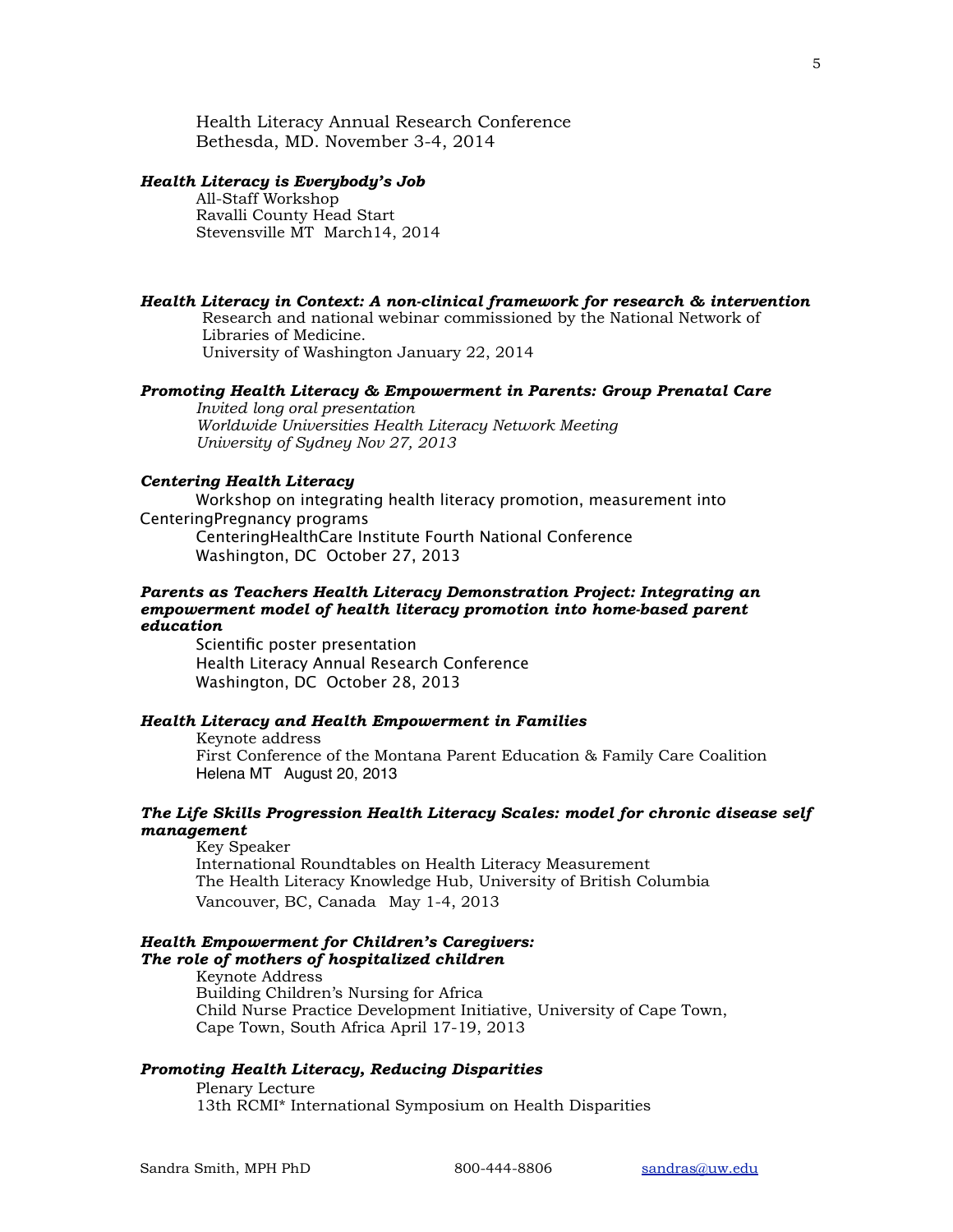Health Literacy Annual Research Conference
Bethesda, MD. November 3-4, 2014

***Health Literacy is Everybody's Job***
All-Staff Workshop
Ravalli County Head Start
Stevensville MT March14, 2014

***Health Literacy in Context: A non-clinical framework for research & intervention***
Research and national webinar commissioned by the National Network of Libraries of Medicine.
University of Washington January 22, 2014

***Promoting Health Literacy & Empowerment in Parents: Group Prenatal Care***
*Invited long oral presentation*
*Worldwide Universities Health Literacy Network Meeting*
*University of Sydney Nov 27, 2013*

***Centering Health Literacy***
Workshop on integrating health literacy promotion, measurement into CenteringPregnancy programs
CenteringHealthCare Institute Fourth National Conference
Washington, DC October 27, 2013

***Parents as Teachers Health Literacy Demonstration Project: Integrating an empowerment model of health literacy promotion into home-based parent education***
Scientific poster presentation
Health Literacy Annual Research Conference
Washington, DC October 28, 2013

***Health Literacy and Health Empowerment in Families***
Keynote address
First Conference of the Montana Parent Education & Family Care Coalition
Helena MT August 20, 2013

***The Life Skills Progression Health Literacy Scales: model for chronic disease self management***
Key Speaker
International Roundtables on Health Literacy Measurement
The Health Literacy Knowledge Hub, University of British Columbia
Vancouver, BC, Canada May 1-4, 2013

***Health Empowerment for Children's Caregivers: The role of mothers of hospitalized children***
Keynote Address
Building Children's Nursing for Africa
Child Nurse Practice Development Initiative, University of Cape Town,
Cape Town, South Africa April 17-19, 2013

***Promoting Health Literacy, Reducing Disparities***
Plenary Lecture
13th RCMI* International Symposium on Health Disparities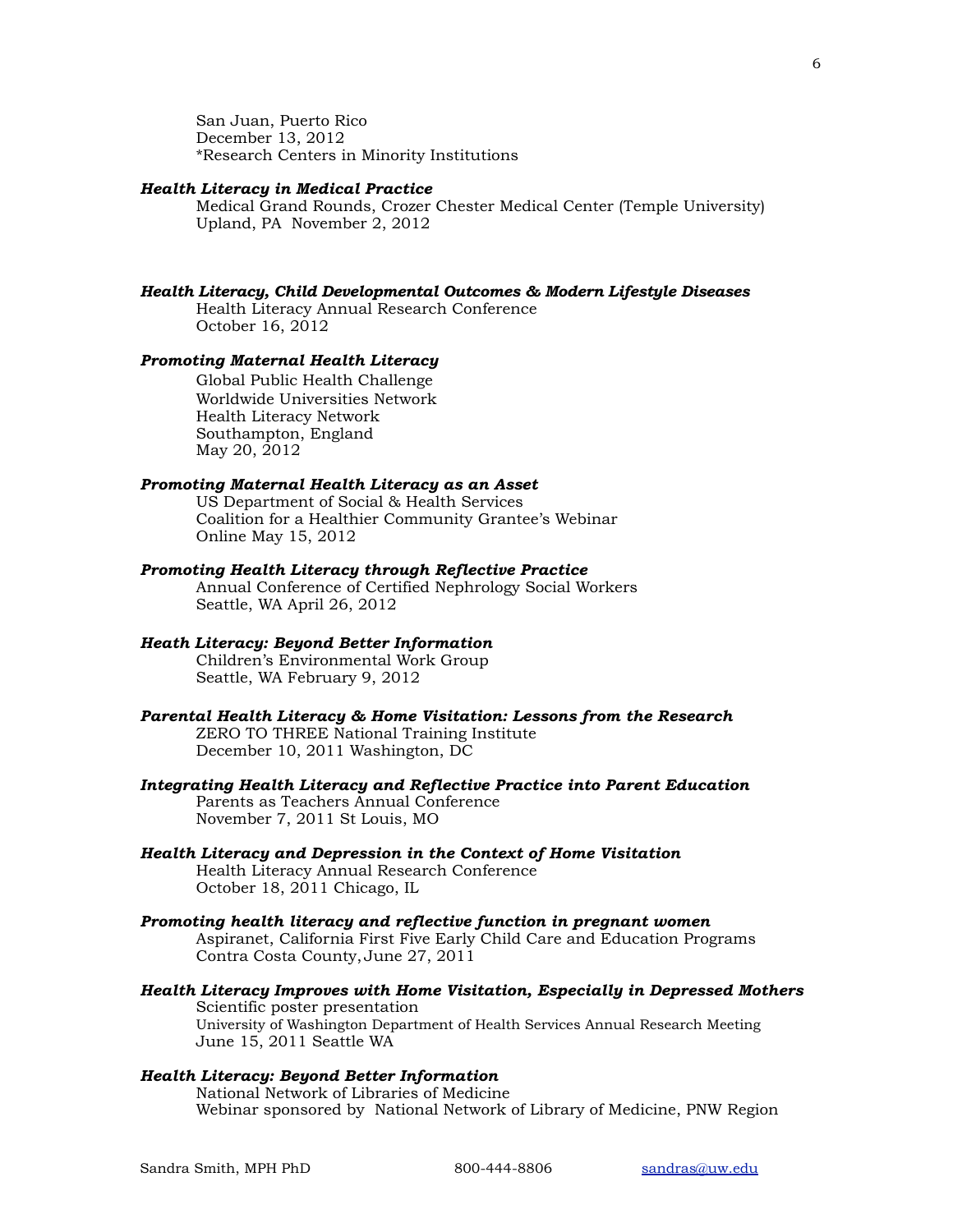San Juan, Puerto Rico
December 13, 2012
*Research Centers in Minority Institutions

***Health Literacy in Medical Practice***
Medical Grand Rounds, Crozer Chester Medical Center (Temple University)
Upland, PA November 2, 2012

***Health Literacy, Child Developmental Outcomes & Modern Lifestyle Diseases***
Health Literacy Annual Research Conference
October 16, 2012

***Promoting Maternal Health Literacy***
Global Public Health Challenge
Worldwide Universities Network
Health Literacy Network
Southampton, England
May 20, 2012

***Promoting Maternal Health Literacy as an Asset***
US Department of Social & Health Services
Coalition for a Healthier Community Grantee's Webinar
Online May 15, 2012

***Promoting Health Literacy through Reflective Practice***
Annual Conference of Certified Nephrology Social Workers
Seattle, WA April 26, 2012

***Heath Literacy: Beyond Better Information***
Children's Environmental Work Group
Seattle, WA February 9, 2012

***Parental Health Literacy & Home Visitation: Lessons from the Research***
ZERO TO THREE National Training Institute
December 10, 2011 Washington, DC

***Integrating Health Literacy and Reflective Practice into Parent Education***
Parents as Teachers Annual Conference
November 7, 2011 St Louis, MO

***Health Literacy and Depression in the Context of Home Visitation***
Health Literacy Annual Research Conference
October 18, 2011 Chicago, IL

***Promoting health literacy and reflective function in pregnant women***
Aspiranet, California First Five Early Child Care and Education Programs
Contra Costa County, June 27, 2011

***Health Literacy Improves with Home Visitation, Especially in Depressed Mothers***
Scientific poster presentation
University of Washington Department of Health Services Annual Research Meeting
June 15, 2011 Seattle WA

***Health Literacy: Beyond Better Information***
National Network of Libraries of Medicine
Webinar sponsored by National Network of Library of Medicine, PNW Region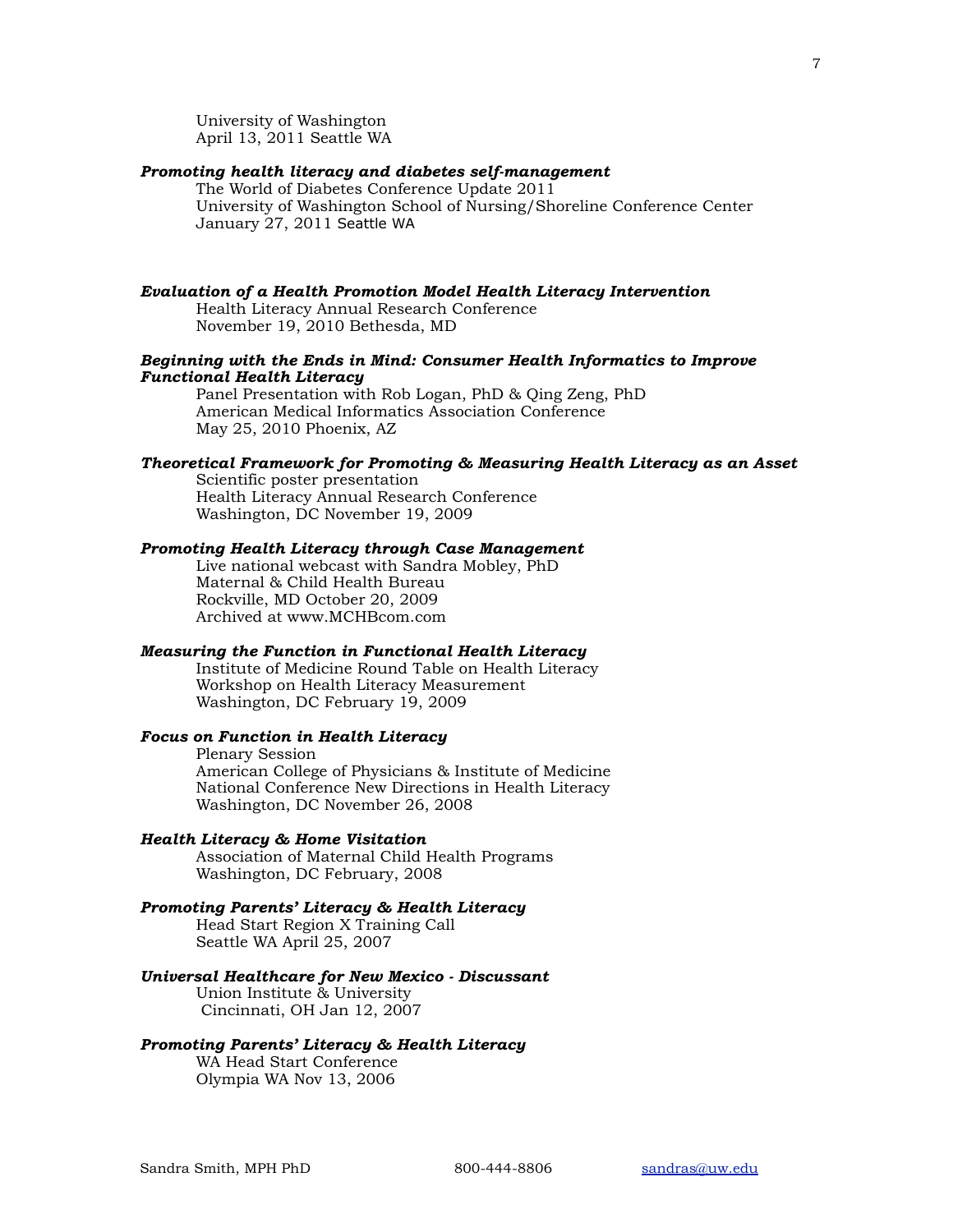University of Washington
April 13, 2011 Seattle WA

***Promoting health literacy and diabetes self-management***
The World of Diabetes Conference Update 2011
University of Washington School of Nursing/Shoreline Conference Center
January 27, 2011 Seattle WA

***Evaluation of a Health Promotion Model Health Literacy Intervention***
Health Literacy Annual Research Conference
November 19, 2010 Bethesda, MD

***Beginning with the Ends in Mind: Consumer Health Informatics to Improve Functional Health Literacy***
Panel Presentation with Rob Logan, PhD & Qing Zeng, PhD
American Medical Informatics Association Conference
May 25, 2010 Phoenix, AZ

***Theoretical Framework for Promoting & Measuring Health Literacy as an Asset***
Scientific poster presentation
Health Literacy Annual Research Conference
Washington, DC November 19, 2009

***Promoting Health Literacy through Case Management***
Live national webcast with Sandra Mobley, PhD
Maternal & Child Health Bureau
Rockville, MD October 20, 2009
Archived at www.MCHBcom.com

***Measuring the Function in Functional Health Literacy***
Institute of Medicine Round Table on Health Literacy
Workshop on Health Literacy Measurement
Washington, DC February 19, 2009

***Focus on Function in Health Literacy***
Plenary Session
American College of Physicians & Institute of Medicine
National Conference New Directions in Health Literacy
Washington, DC November 26, 2008

***Health Literacy & Home Visitation***
Association of Maternal Child Health Programs
Washington, DC February, 2008

***Promoting Parents' Literacy & Health Literacy***
Head Start Region X Training Call
Seattle WA April 25, 2007

***Universal Healthcare for New Mexico - Discussant***
Union Institute & University
Cincinnati, OH Jan 12, 2007

***Promoting Parents' Literacy & Health Literacy***
WA Head Start Conference
Olympia WA Nov 13, 2006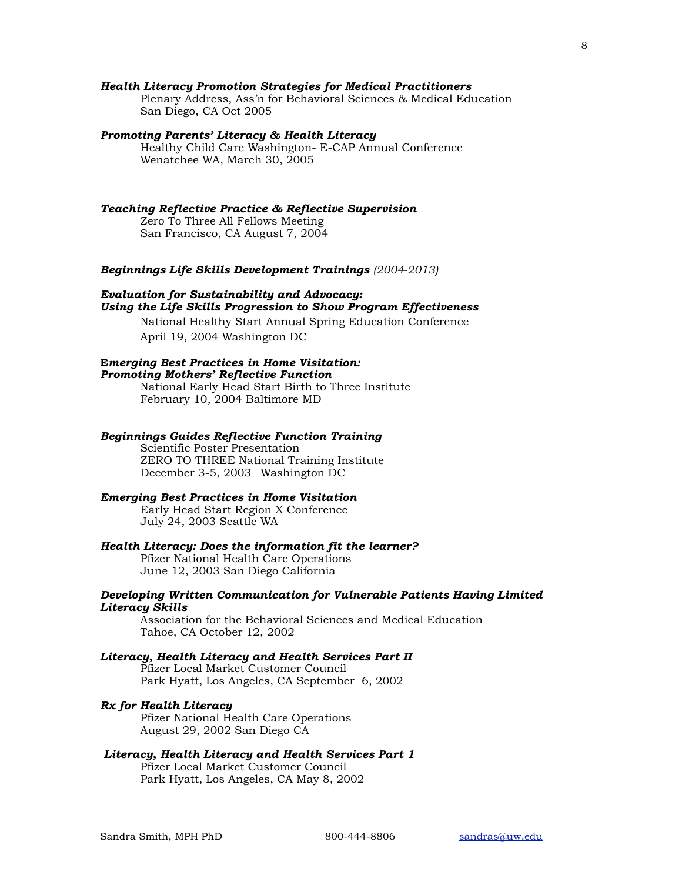***Health Literacy Promotion Strategies for Medical Practitioners***
Plenary Address, Ass'n for Behavioral Sciences & Medical Education
San Diego, CA Oct 2005

***Promoting Parents' Literacy & Health Literacy***
Healthy Child Care Washington- E-CAP Annual Conference
Wenatchee WA, March 30, 2005

***Teaching Reflective Practice & Reflective Supervision***
Zero To Three All Fellows Meeting
San Francisco, CA August 7, 2004

***Beginnings Life Skills Development Trainings*** *(2004-2013)*

***Evaluation for Sustainability and Advocacy:***
***Using the Life Skills Progression to Show Program Effectiveness***
National Healthy Start Annual Spring Education Conference
April 19, 2004 Washington DC

**E*merging Best Practices in Home Visitation:***
***Promoting Mothers' Reflective Function***
National Early Head Start Birth to Three Institute
February 10, 2004 Baltimore MD

***Beginnings Guides Reflective Function Training***
Scientific Poster Presentation
ZERO TO THREE National Training Institute
December 3-5, 2003 Washington DC

***Emerging Best Practices in Home Visitation***
Early Head Start Region X Conference
July 24, 2003 Seattle WA

***Health Literacy: Does the information fit the learner?***
Pfizer National Health Care Operations
June 12, 2003 San Diego California

***Developing Written Communication for Vulnerable Patients Having Limited Literacy Skills***
Association for the Behavioral Sciences and Medical Education
Tahoe, CA October 12, 2002

***Literacy, Health Literacy and Health Services Part II***
Pfizer Local Market Customer Council
Park Hyatt, Los Angeles, CA September 6, 2002

***Rx for Health Literacy***
Pfizer National Health Care Operations
August 29, 2002 San Diego CA

***Literacy, Health Literacy and Health Services Part 1***
Pfizer Local Market Customer Council
Park Hyatt, Los Angeles, CA May 8, 2002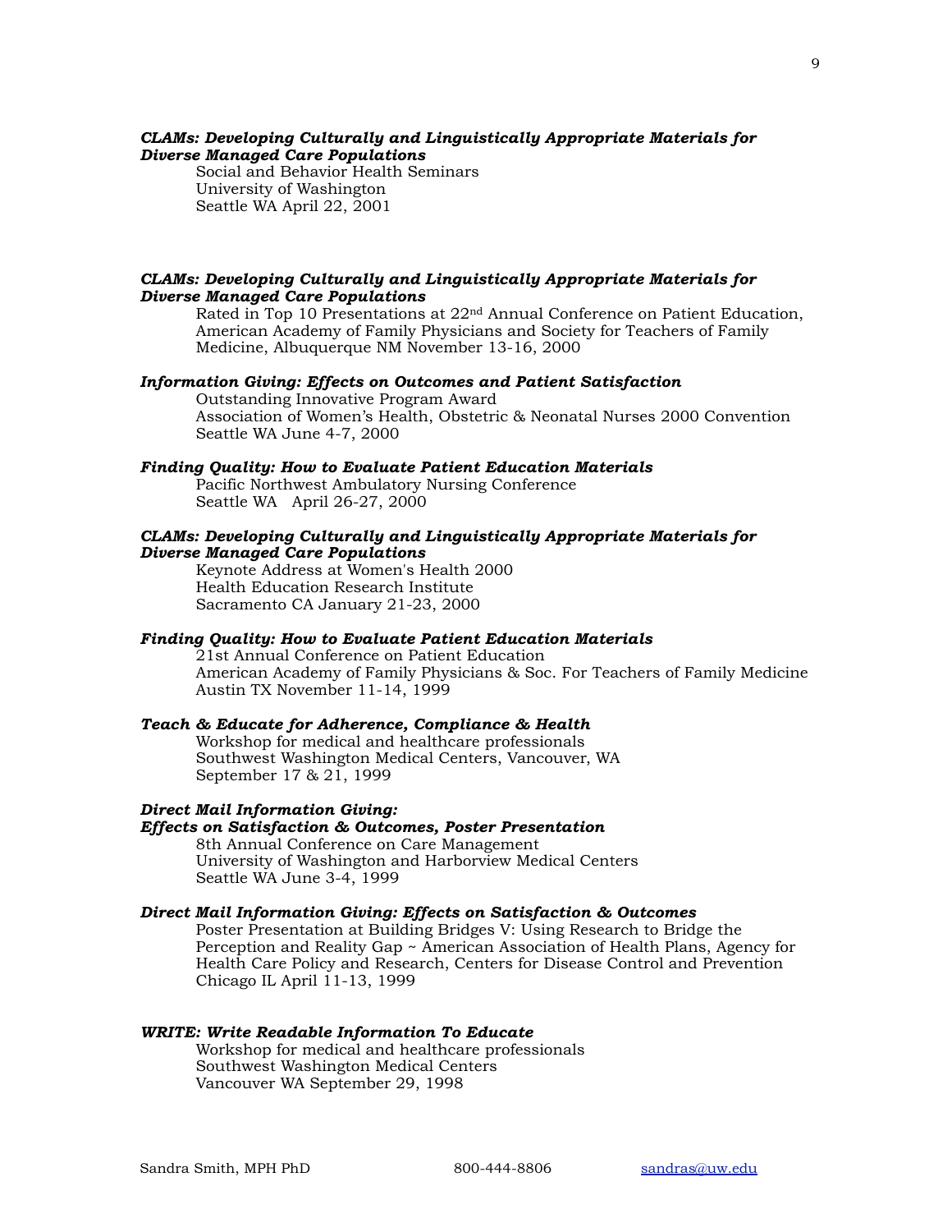***CLAMs: Developing Culturally and Linguistically Appropriate Materials for Diverse Managed Care Populations***

Social and Behavior Health Seminars
University of Washington
Seattle WA April 22, 2001

***CLAMs: Developing Culturally and Linguistically Appropriate Materials for Diverse Managed Care Populations***

Rated in Top 10 Presentations at 22nd Annual Conference on Patient Education, American Academy of Family Physicians and Society for Teachers of Family Medicine, Albuquerque NM November 13-16, 2000

***Information Giving: Effects on Outcomes and Patient Satisfaction***

Outstanding Innovative Program Award
Association of Women's Health, Obstetric & Neonatal Nurses 2000 Convention
Seattle WA June 4-7, 2000

***Finding Quality: How to Evaluate Patient Education Materials***

Pacific Northwest Ambulatory Nursing Conference
Seattle WA April 26-27, 2000

***CLAMs: Developing Culturally and Linguistically Appropriate Materials for Diverse Managed Care Populations***

Keynote Address at Women's Health 2000
Health Education Research Institute
Sacramento CA January 21-23, 2000

***Finding Quality: How to Evaluate Patient Education Materials***

21st Annual Conference on Patient Education
American Academy of Family Physicians & Soc. For Teachers of Family Medicine
Austin TX November 11-14, 1999

***Teach & Educate for Adherence, Compliance & Health***

Workshop for medical and healthcare professionals
Southwest Washington Medical Centers, Vancouver, WA
September 17 & 21, 1999

***Direct Mail Information Giving: Effects on Satisfaction & Outcomes, Poster Presentation***

8th Annual Conference on Care Management
University of Washington and Harborview Medical Centers
Seattle WA June 3-4, 1999

***Direct Mail Information Giving: Effects on Satisfaction & Outcomes***

Poster Presentation at Building Bridges V: Using Research to Bridge the Perception and Reality Gap ~ American Association of Health Plans, Agency for Health Care Policy and Research, Centers for Disease Control and Prevention
Chicago IL April 11-13, 1999

***WRITE: Write Readable Information To Educate***

Workshop for medical and healthcare professionals
Southwest Washington Medical Centers
Vancouver WA September 29, 1998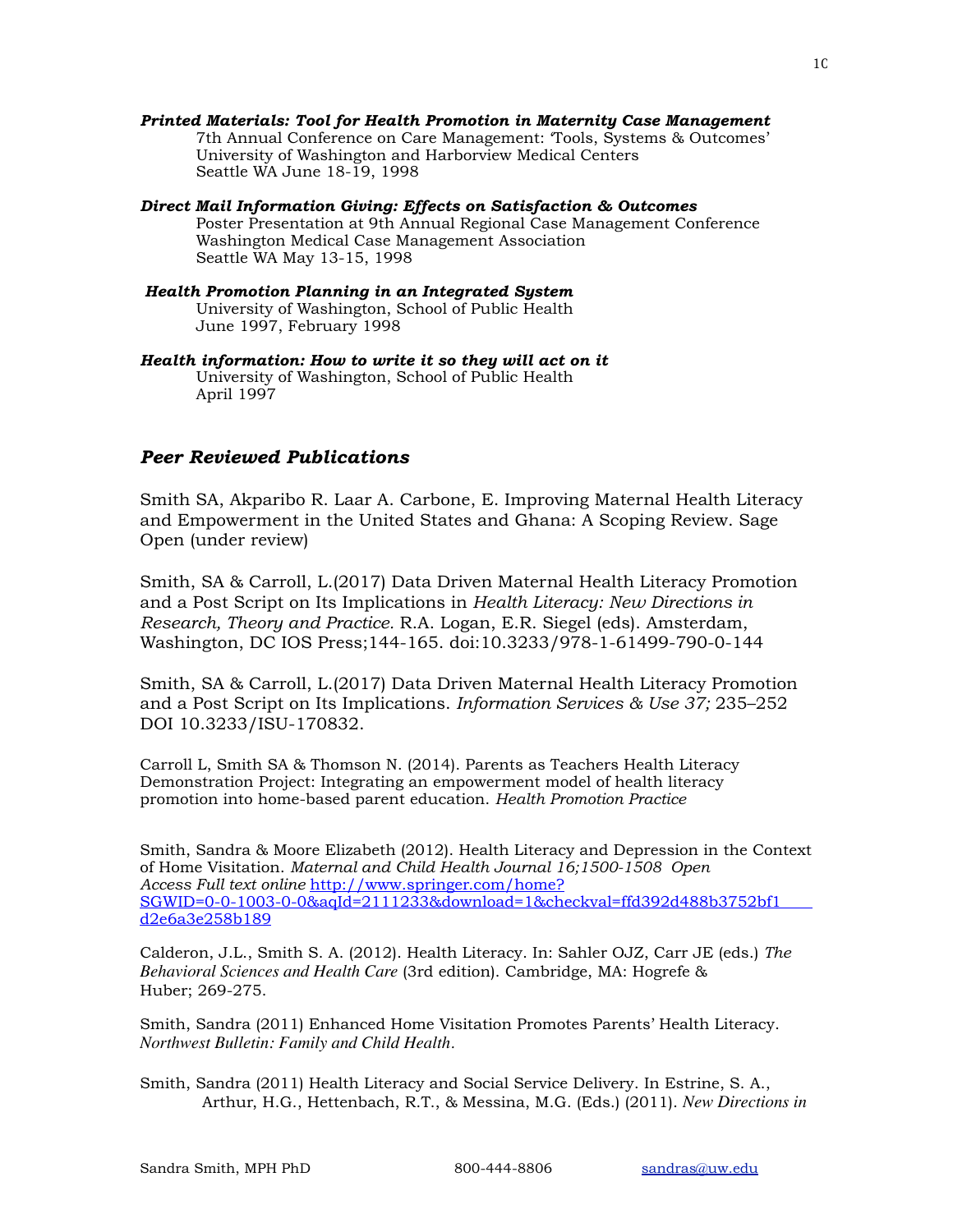***Printed Materials: Tool for Health Promotion in Maternity Case Management***
7th Annual Conference on Care Management: 'Tools, Systems & Outcomes'
University of Washington and Harborview Medical Centers
Seattle WA June 18-19, 1998

***Direct Mail Information Giving: Effects on Satisfaction & Outcomes***
Poster Presentation at 9th Annual Regional Case Management Conference
Washington Medical Case Management Association
Seattle WA May 13-15, 1998

***Health Promotion Planning in an Integrated System***
University of Washington, School of Public Health
June 1997, February 1998

***Health information: How to write it so they will act on it***
University of Washington, School of Public Health
April 1997

## *Peer Reviewed Publications*

Smith SA, Akparibo R. Laar A. Carbone, E. Improving Maternal Health Literacy and Empowerment in the United States and Ghana: A Scoping Review. Sage Open (under review)

Smith, SA & Carroll, L.(2017) Data Driven Maternal Health Literacy Promotion and a Post Script on Its Implications in *Health Literacy: New Directions in Research, Theory and Practice.* R.A. Logan, E.R. Siegel (eds). Amsterdam, Washington, DC IOS Press;144-165. doi:10.3233/978-1-61499-790-0-144

Smith, SA & Carroll, L.(2017) Data Driven Maternal Health Literacy Promotion and a Post Script on Its Implications. *Information Services & Use 37;* 235–252 DOI 10.3233/ISU-170832.

Carroll L, Smith SA & Thomson N. (2014). Parents as Teachers Health Literacy Demonstration Project: Integrating an empowerment model of health literacy promotion into home-based parent education. *Health Promotion Practice*

Smith, Sandra & Moore Elizabeth (2012). Health Literacy and Depression in the Context of Home Visitation. *Maternal and Child Health Journal 16;1500-1508 Open Access Full text online* [http://www.springer.com/home?SGWID=0-0-1003-0-0&aqId=2111233&download=1&checkval=ffd392d488b3752bf1d2e6a3e258b189](http://www.springer.com/home?SGWID=0-0-1003-0-0&aqId=2111233&download=1&checkval=ffd392d488b3752bf1d2e6a3e258b189)

Calderon, J.L., Smith S. A. (2012). Health Literacy. In: Sahler OJZ, Carr JE (eds.) *The Behavioral Sciences and Health Care* (3rd edition). Cambridge, MA: Hogrefe & Huber; 269-275.

Smith, Sandra (2011) Enhanced Home Visitation Promotes Parents' Health Literacy. *Northwest Bulletin: Family and Child Health.*

Smith, Sandra (2011) Health Literacy and Social Service Delivery. In Estrine, S. A., Arthur, H.G., Hettenbach, R.T., & Messina, M.G. (Eds.) (2011). *New Directions in*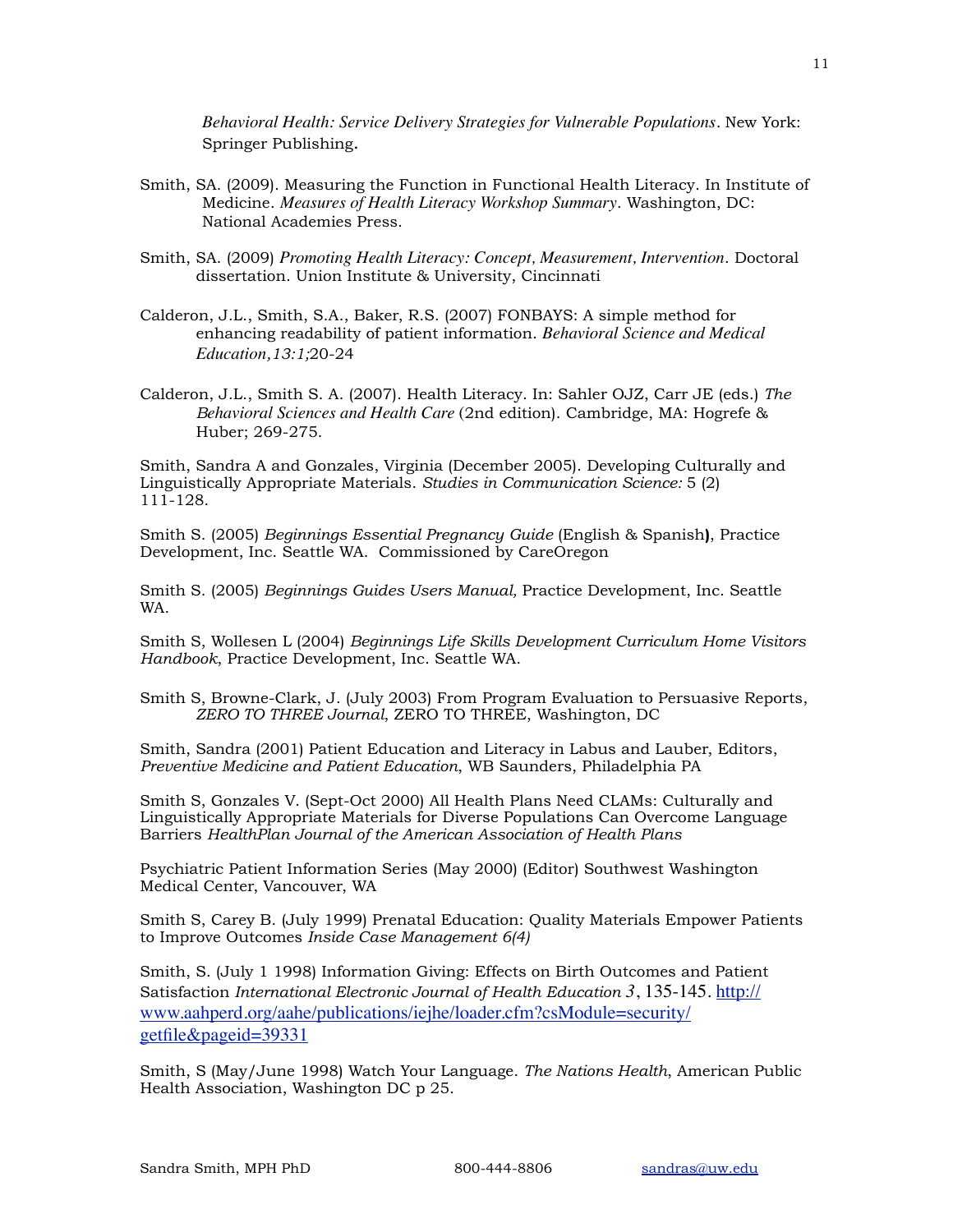*Behavioral Health: Service Delivery Strategies for Vulnerable Populations*. New York: Springer Publishing.

Smith, SA. (2009). Measuring the Function in Functional Health Literacy. In Institute of Medicine. *Measures of Health Literacy Workshop Summary*. Washington, DC: National Academies Press.

Smith, SA. (2009) *Promoting Health Literacy: Concept, Measurement, Intervention*. Doctoral dissertation. Union Institute & University, Cincinnati

Calderon, J.L., Smith, S.A., Baker, R.S. (2007) FONBAYS: A simple method for enhancing readability of patient information. *Behavioral Science and Medical Education,13:1;*20-24

Calderon, J.L., Smith S. A. (2007). Health Literacy. In: Sahler OJZ, Carr JE (eds.) *The Behavioral Sciences and Health Care* (2nd edition). Cambridge, MA: Hogrefe & Huber; 269-275.

Smith, Sandra A and Gonzales, Virginia (December 2005). Developing Culturally and Linguistically Appropriate Materials. *Studies in Communication Science:* 5 (2) 111-128.

Smith S. (2005) *Beginnings Essential Pregnancy Guide* (English & Spanish**)**, Practice Development, Inc. Seattle WA. Commissioned by CareOregon

Smith S. (2005) *Beginnings Guides Users Manual,* Practice Development, Inc. Seattle WA.

Smith S, Wollesen L (2004) *Beginnings Life Skills Development Curriculum Home Visitors Handbook*, Practice Development, Inc. Seattle WA.

Smith S, Browne-Clark, J. (July 2003) From Program Evaluation to Persuasive Reports, *ZERO TO THREE Journal*, ZERO TO THREE, Washington, DC

Smith, Sandra (2001) Patient Education and Literacy in Labus and Lauber, Editors, *Preventive Medicine and Patient Education*, WB Saunders, Philadelphia PA

Smith S, Gonzales V. (Sept-Oct 2000) All Health Plans Need CLAMs: Culturally and Linguistically Appropriate Materials for Diverse Populations Can Overcome Language Barriers *HealthPlan Journal of the American Association of Health Plans*

Psychiatric Patient Information Series (May 2000) (Editor) Southwest Washington Medical Center, Vancouver, WA

Smith S, Carey B. (July 1999) Prenatal Education: Quality Materials Empower Patients to Improve Outcomes *Inside Case Management 6(4)*

Smith, S. (July 1 1998) Information Giving: Effects on Birth Outcomes and Patient Satisfaction *International Electronic Journal of Health Education 3*, 135-145. http://www.aahperd.org/aahe/publications/iejhe/loader.cfm?csModule=security/getfile&pageid=39331

Smith, S (May/June 1998) Watch Your Language. *The Nations Health*, American Public Health Association, Washington DC p 25.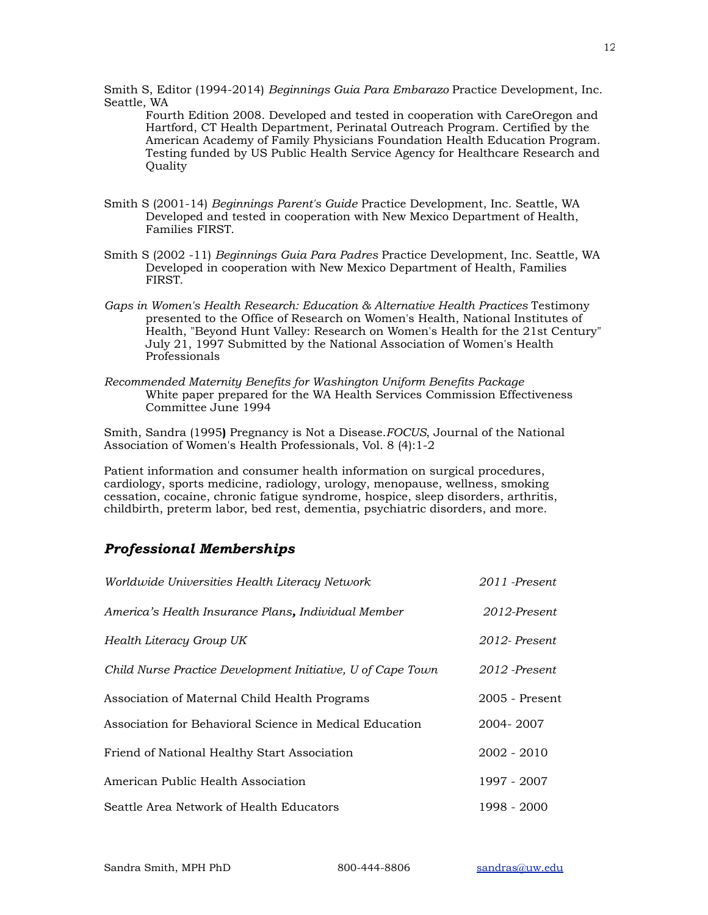Smith S, Editor (1994-2014) *Beginnings Guia Para Embarazo* Practice Development, Inc. Seattle, WA

Fourth Edition 2008. Developed and tested in cooperation with CareOregon and Hartford, CT Health Department, Perinatal Outreach Program. Certified by the American Academy of Family Physicians Foundation Health Education Program. Testing funded by US Public Health Service Agency for Healthcare Research and Quality

Smith S (2001-14) *Beginnings Parent's Guide* Practice Development, Inc. Seattle, WA

Developed and tested in cooperation with New Mexico Department of Health, Families FIRST.

Smith S (2002 -11) *Beginnings Guia Para Padres* Practice Development, Inc. Seattle, WA

Developed in cooperation with New Mexico Department of Health, Families FIRST.

*Gaps in Women's Health Research: Education & Alternative Health Practices* Testimony presented to the Office of Research on Women's Health, National Institutes of Health, "Beyond Hunt Valley: Research on Women's Health for the 21st Century" July 21, 1997 Submitted by the National Association of Women's Health Professionals

*Recommended Maternity Benefits for Washington Uniform Benefits Package*

White paper prepared for the WA Health Services Commission Effectiveness Committee June 1994

Smith, Sandra (1995**)** Pregnancy is Not a Disease.*FOCUS*, Journal of the National Association of Women's Health Professionals, Vol. 8 (4):1-2

Patient information and consumer health information on surgical procedures, cardiology, sports medicine, radiology, urology, menopause, wellness, smoking cessation, cocaine, chronic fatigue syndrome, hospice, sleep disorders, arthritis, childbirth, preterm labor, bed rest, dementia, psychiatric disorders, and more.

## *Professional Memberships*

| | |
|---|---|
| *Worldwide Universities Health Literacy Network* | *2011 -Present* |
| *America's Health Insurance Plans**,** Individual Member* | *2012-Present* |
| *Health Literacy Group UK* | *2012- Present* |
| *Child Nurse Practice Development Initiative, U of Cape Town* | *2012 -Present* |
| Association of Maternal Child Health Programs | 2005 - Present |
| Association for Behavioral Science in Medical Education | 2004- 2007 |
| Friend of National Healthy Start Association | 2002 - 2010 |
| American Public Health Association | 1997 - 2007 |
| Seattle Area Network of Health Educators | 1998 - 2000 |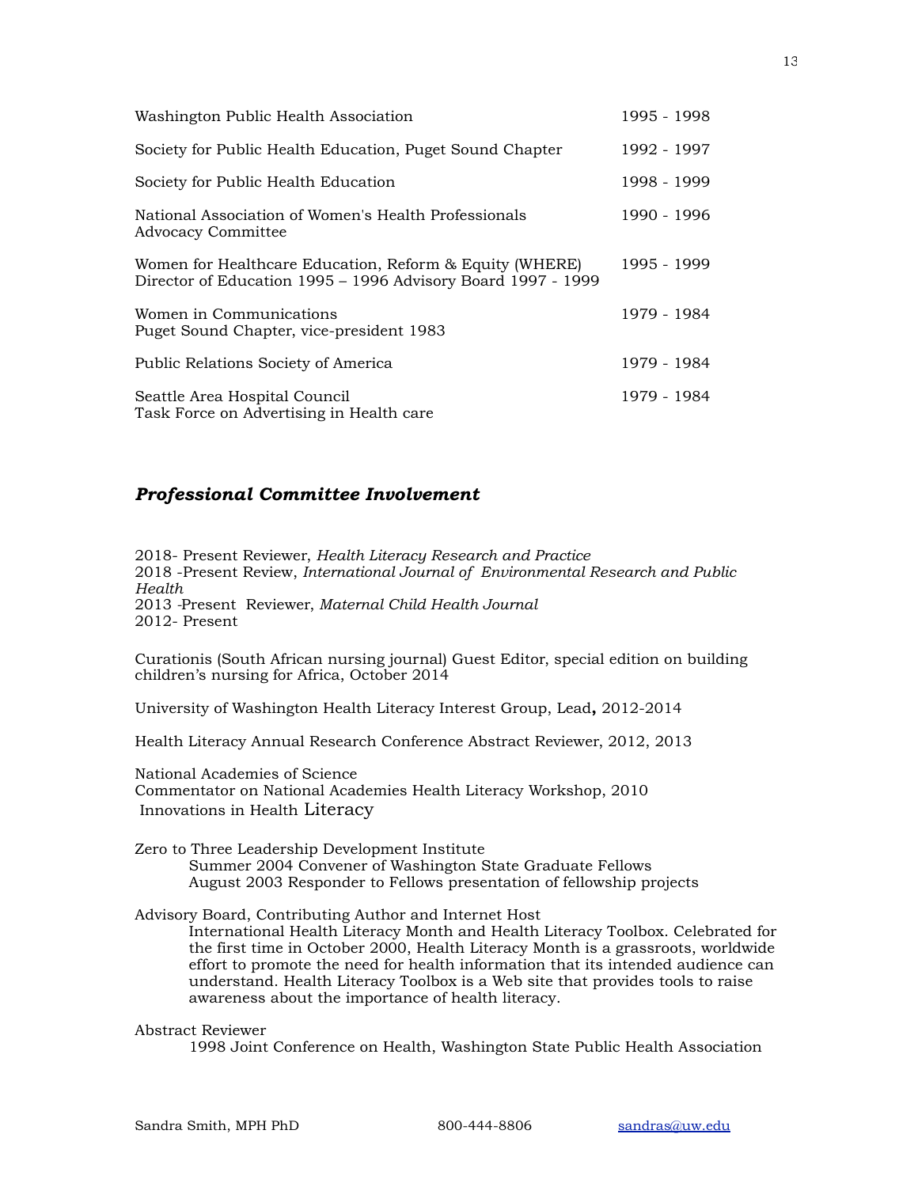| | |
|---|---|
| Washington Public Health Association | 1995 - 1998 |
| Society for Public Health Education, Puget Sound Chapter | 1992 - 1997 |
| Society for Public Health Education | 1998 - 1999 |
| National Association of Women's Health Professionals<br>Advocacy Committee | 1990 - 1996 |
| Women for Healthcare Education, Reform & Equity (WHERE)<br>Director of Education 1995 – 1996 Advisory Board 1997 - 1999 | 1995 - 1999 |
| Women in Communications<br>Puget Sound Chapter, vice-president 1983 | 1979 - 1984 |
| Public Relations Society of America | 1979 - 1984 |
| Seattle Area Hospital Council<br>Task Force on Advertising in Health care | 1979 - 1984 |

### ***Professional Committee Involvement***

2018- Present Reviewer, *Health Literacy Research and Practice*
2018 -Present Review, *International Journal of Environmental Research and Public Health*
2013 -Present Reviewer, *Maternal Child Health Journal*
2012- Present

Curationis (South African nursing journal) Guest Editor, special edition on building children's nursing for Africa, October 2014

University of Washington Health Literacy Interest Group, Lead**,** 2012-2014

Health Literacy Annual Research Conference Abstract Reviewer, 2012, 2013

National Academies of Science
Commentator on National Academies Health Literacy Workshop, 2010
Innovations in Health Literacy

Zero to Three Leadership Development Institute
Summer 2004 Convener of Washington State Graduate Fellows
August 2003 Responder to Fellows presentation of fellowship projects

Advisory Board, Contributing Author and Internet Host
International Health Literacy Month and Health Literacy Toolbox. Celebrated for the first time in October 2000, Health Literacy Month is a grassroots, worldwide effort to promote the need for health information that its intended audience can understand. Health Literacy Toolbox is a Web site that provides tools to raise awareness about the importance of health literacy.

Abstract Reviewer
1998 Joint Conference on Health, Washington State Public Health Association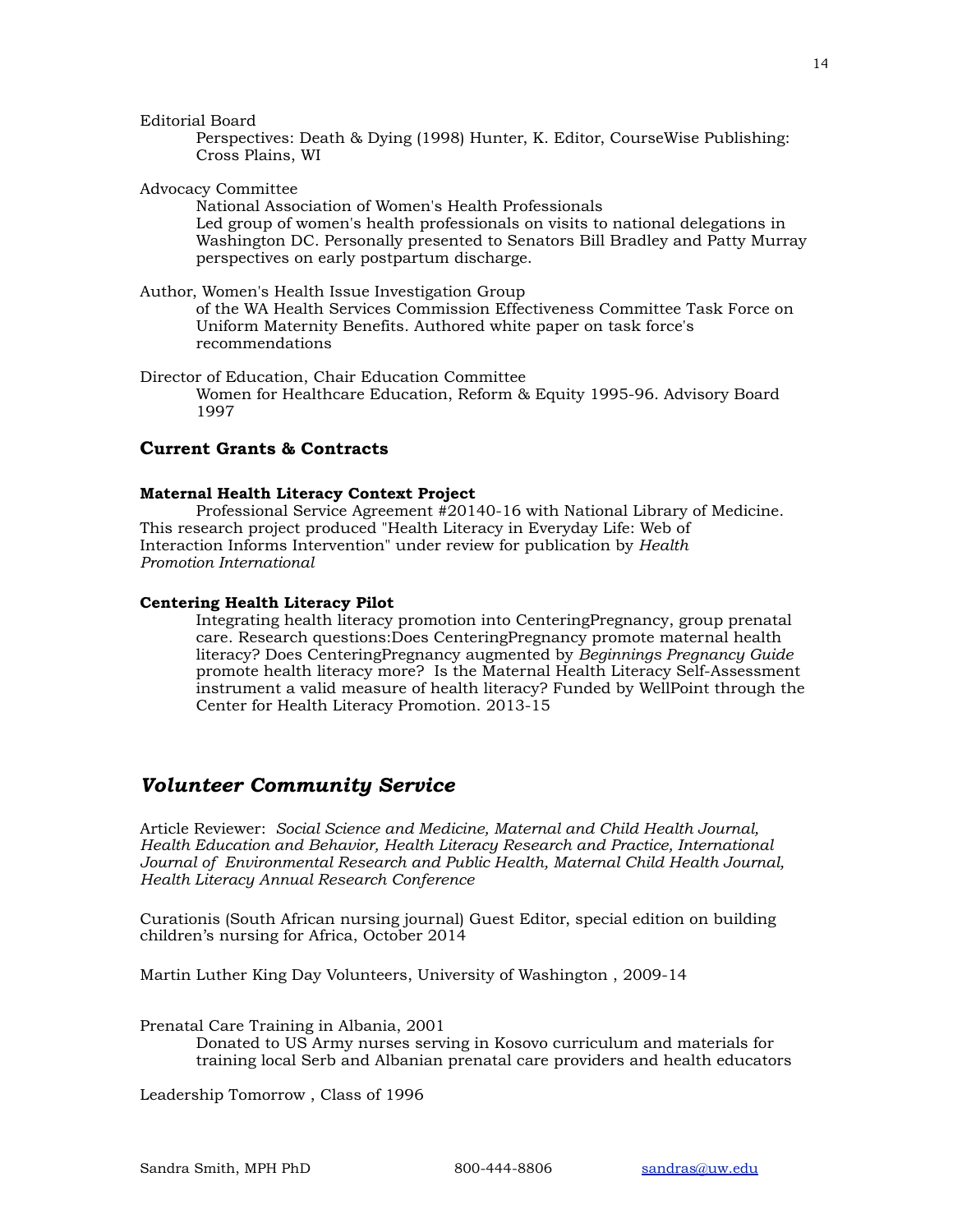Editorial Board

Perspectives: Death & Dying (1998) Hunter, K. Editor, CourseWise Publishing: Cross Plains, WI

Advocacy Committee

National Association of Women's Health Professionals
Led group of women's health professionals on visits to national delegations in Washington DC. Personally presented to Senators Bill Bradley and Patty Murray perspectives on early postpartum discharge.

Author, Women's Health Issue Investigation Group

of the WA Health Services Commission Effectiveness Committee Task Force on Uniform Maternity Benefits. Authored white paper on task force's recommendations

Director of Education, Chair Education Committee

Women for Healthcare Education, Reform & Equity 1995-96. Advisory Board 1997

### Current Grants & Contracts

**Maternal Health Literacy Context Project**

Professional Service Agreement #20140-16 with National Library of Medicine. This research project produced "Health Literacy in Everyday Life: Web of Interaction Informs Intervention" under review for publication by *Health Promotion International*

**Centering Health Literacy Pilot**

Integrating health literacy promotion into CenteringPregnancy, group prenatal care. Research questions:Does CenteringPregnancy promote maternal health literacy? Does CenteringPregnancy augmented by *Beginnings Pregnancy Guide* promote health literacy more? Is the Maternal Health Literacy Self-Assessment instrument a valid measure of health literacy? Funded by WellPoint through the Center for Health Literacy Promotion. 2013-15

## *Volunteer Community Service*

Article Reviewer: *Social Science and Medicine, Maternal and Child Health Journal, Health Education and Behavior, Health Literacy Research and Practice, International Journal of Environmental Research and Public Health, Maternal Child Health Journal, Health Literacy Annual Research Conference*

Curationis (South African nursing journal) Guest Editor, special edition on building children's nursing for Africa, October 2014

Martin Luther King Day Volunteers, University of Washington , 2009-14

Prenatal Care Training in Albania, 2001

Donated to US Army nurses serving in Kosovo curriculum and materials for training local Serb and Albanian prenatal care providers and health educators

Leadership Tomorrow , Class of 1996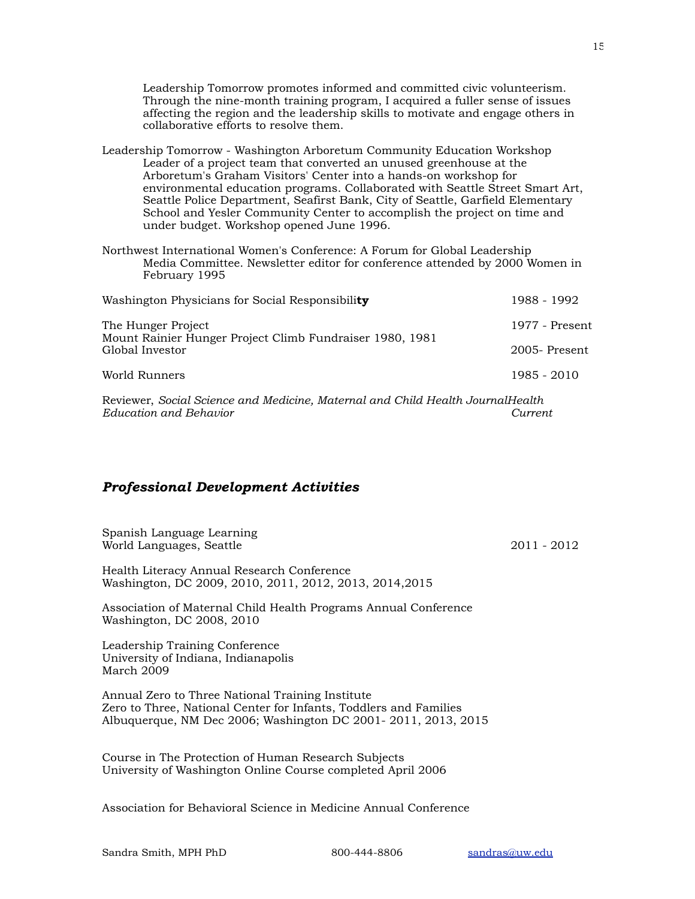Leadership Tomorrow promotes informed and committed civic volunteerism. Through the nine-month training program, I acquired a fuller sense of issues affecting the region and the leadership skills to motivate and engage others in collaborative efforts to resolve them.

Leadership Tomorrow - Washington Arboretum Community Education Workshop
Leader of a project team that converted an unused greenhouse at the Arboretum's Graham Visitors' Center into a hands-on workshop for environmental education programs. Collaborated with Seattle Street Smart Art, Seattle Police Department, Seafirst Bank, City of Seattle, Garfield Elementary School and Yesler Community Center to accomplish the project on time and under budget. Workshop opened June 1996.

Northwest International Women's Conference: A Forum for Global Leadership
Media Committee. Newsletter editor for conference attended by 2000 Women in February 1995

Washington Physicians for Social Responsibili**ty** 1988 - 1992

The Hunger Project 1977 - Present
Mount Rainier Hunger Project Climb Fundraiser 1980, 1981
Global Investor 2005- Present

World Runners 1985 - 2010

Reviewer, *Social Science and Medicine, Maternal and Child Health JournalHealth Education and Behavior* *Current*

## *Professional Development Activities*

Spanish Language Learning
World Languages, Seattle 2011 - 2012

Health Literacy Annual Research Conference
Washington, DC 2009, 2010, 2011, 2012, 2013, 2014,2015

Association of Maternal Child Health Programs Annual Conference
Washington, DC 2008, 2010

Leadership Training Conference
University of Indiana, Indianapolis
March 2009

Annual Zero to Three National Training Institute
Zero to Three, National Center for Infants, Toddlers and Families
Albuquerque, NM Dec 2006; Washington DC 2001- 2011, 2013, 2015

Course in The Protection of Human Research Subjects
University of Washington Online Course completed April 2006

Association for Behavioral Science in Medicine Annual Conference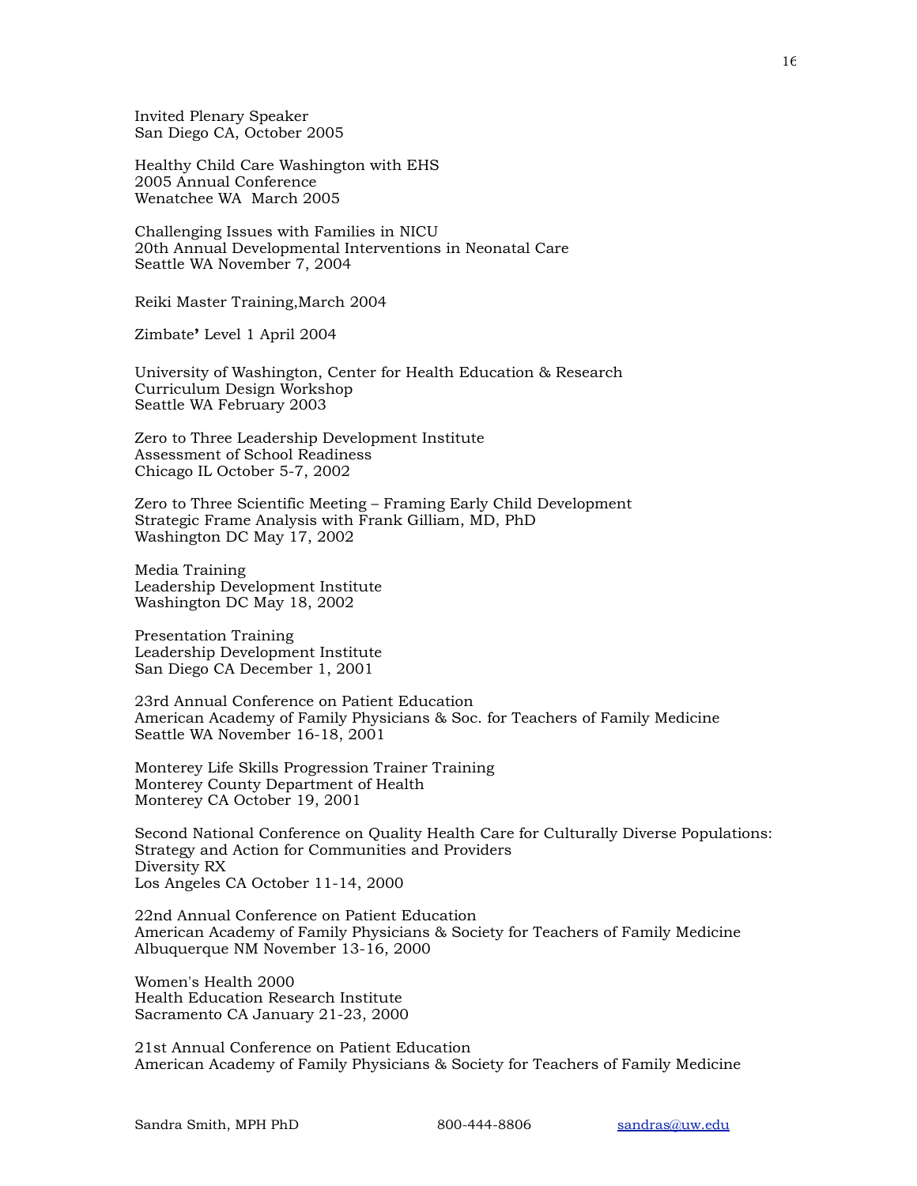Invited Plenary Speaker
San Diego CA, October 2005

Healthy Child Care Washington with EHS
2005 Annual Conference
Wenatchee WA  March 2005

Challenging Issues with Families in NICU
20th Annual Developmental Interventions in Neonatal Care
Seattle WA November 7, 2004

Reiki Master Training,March 2004

Zimbate' Level 1 April 2004

University of Washington, Center for Health Education & Research
Curriculum Design Workshop
Seattle WA February 2003

Zero to Three Leadership Development Institute
Assessment of School Readiness
Chicago IL October 5-7, 2002

Zero to Three Scientific Meeting – Framing Early Child Development
Strategic Frame Analysis with Frank Gilliam, MD, PhD
Washington DC May 17, 2002

Media Training
Leadership Development Institute
Washington DC May 18, 2002

Presentation Training
Leadership Development Institute
San Diego CA December 1, 2001

23rd Annual Conference on Patient Education
American Academy of Family Physicians & Soc. for Teachers of Family Medicine
Seattle WA November 16-18, 2001

Monterey Life Skills Progression Trainer Training
Monterey County Department of Health
Monterey CA October 19, 2001

Second National Conference on Quality Health Care for Culturally Diverse Populations:
Strategy and Action for Communities and Providers
Diversity RX
Los Angeles CA October 11-14, 2000

22nd Annual Conference on Patient Education
American Academy of Family Physicians & Society for Teachers of Family Medicine
Albuquerque NM November 13-16, 2000

Women's Health 2000
Health Education Research Institute
Sacramento CA January 21-23, 2000

21st Annual Conference on Patient Education
American Academy of Family Physicians & Society for Teachers of Family Medicine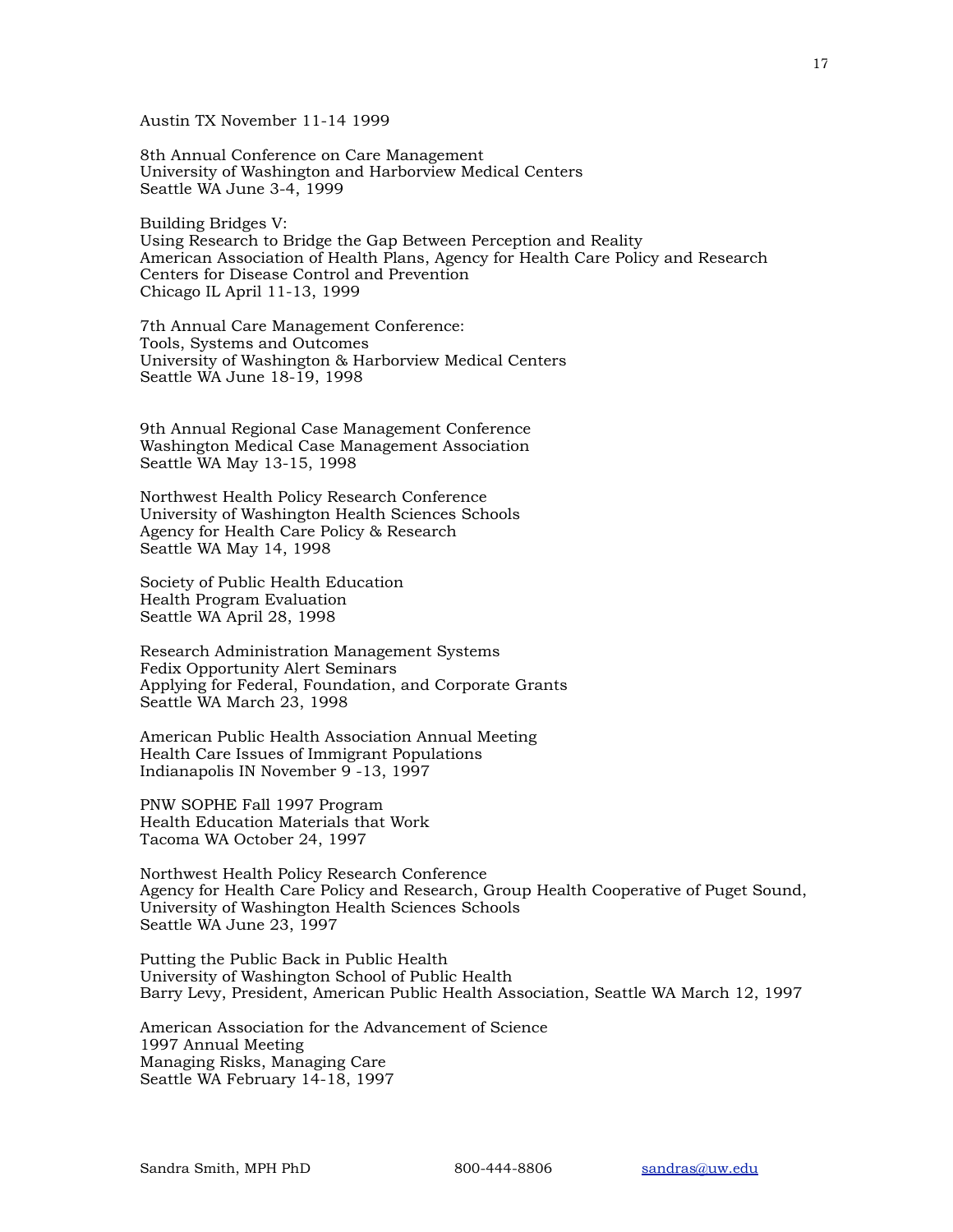Austin TX November 11-14 1999

8th Annual Conference on Care Management
University of Washington and Harborview Medical Centers
Seattle WA June 3-4, 1999

Building Bridges V:
Using Research to Bridge the Gap Between Perception and Reality
American Association of Health Plans, Agency for Health Care Policy and Research
Centers for Disease Control and Prevention
Chicago IL April 11-13, 1999

7th Annual Care Management Conference:
Tools, Systems and Outcomes
University of Washington & Harborview Medical Centers
Seattle WA June 18-19, 1998

9th Annual Regional Case Management Conference
Washington Medical Case Management Association
Seattle WA May 13-15, 1998

Northwest Health Policy Research Conference
University of Washington Health Sciences Schools
Agency for Health Care Policy & Research
Seattle WA May 14, 1998

Society of Public Health Education
Health Program Evaluation
Seattle WA April 28, 1998

Research Administration Management Systems
Fedix Opportunity Alert Seminars
Applying for Federal, Foundation, and Corporate Grants
Seattle WA March 23, 1998

American Public Health Association Annual Meeting
Health Care Issues of Immigrant Populations
Indianapolis IN November 9 -13, 1997

PNW SOPHE Fall 1997 Program
Health Education Materials that Work
Tacoma WA October 24, 1997

Northwest Health Policy Research Conference
Agency for Health Care Policy and Research, Group Health Cooperative of Puget Sound,
University of Washington Health Sciences Schools
Seattle WA June 23, 1997

Putting the Public Back in Public Health
University of Washington School of Public Health
Barry Levy, President, American Public Health Association, Seattle WA March 12, 1997

American Association for the Advancement of Science
1997 Annual Meeting
Managing Risks, Managing Care
Seattle WA February 14-18, 1997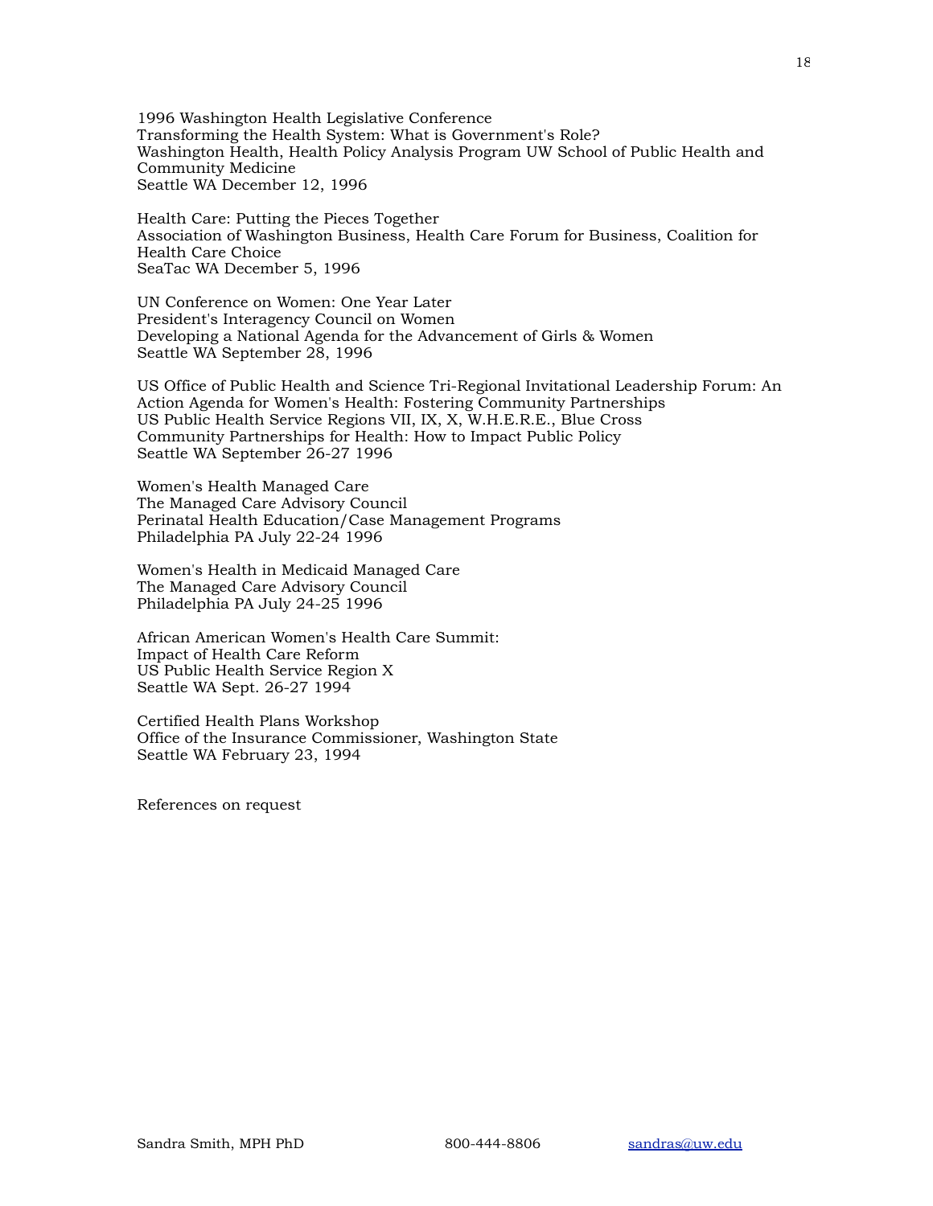1996 Washington Health Legislative Conference
Transforming the Health System: What is Government's Role?
Washington Health, Health Policy Analysis Program UW School of Public Health and Community Medicine
Seattle WA December 12, 1996

Health Care: Putting the Pieces Together
Association of Washington Business, Health Care Forum for Business, Coalition for Health Care Choice
SeaTac WA December 5, 1996

UN Conference on Women: One Year Later
President's Interagency Council on Women
Developing a National Agenda for the Advancement of Girls & Women
Seattle WA September 28, 1996

US Office of Public Health and Science Tri-Regional Invitational Leadership Forum: An Action Agenda for Women's Health: Fostering Community Partnerships
US Public Health Service Regions VII, IX, X, W.H.E.R.E., Blue Cross
Community Partnerships for Health: How to Impact Public Policy
Seattle WA September 26-27 1996

Women's Health Managed Care
The Managed Care Advisory Council
Perinatal Health Education/Case Management Programs
Philadelphia PA July 22-24 1996

Women's Health in Medicaid Managed Care
The Managed Care Advisory Council
Philadelphia PA July 24-25 1996

African American Women's Health Care Summit:
Impact of Health Care Reform
US Public Health Service Region X
Seattle WA Sept. 26-27 1994

Certified Health Plans Workshop
Office of the Insurance Commissioner, Washington State
Seattle WA February 23, 1994

References on request